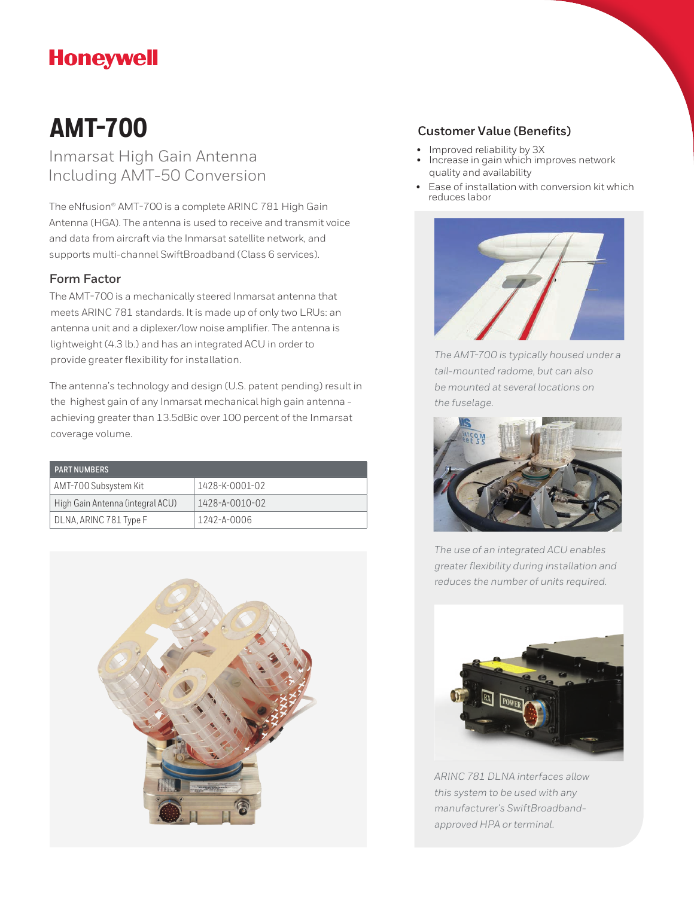Honeywell

# AMT-700

## Inmarsat High Gain Antenna Including AMT-50 Conversion

The eNfusion® AMT-700 is a complete ARINC 781 High Gain Antenna (HGA). The antenna is used to receive and transmit voice and data from aircraft via the Inmarsat satellite network, and supports multi-channel SwiftBroadband (Class 6 services).

### Form Factor

The AMT-700 is a mechanically steered Inmarsat antenna that meets ARINC 781 standards. It is made up of only two LRUs: an antenna unit and a diplexer/low noise amplifier. The antenna is lightweight (4.3 lb.) and has an integrated ACU in order to provide greater flexibility for installation.

The antenna's technology and design (U.S. patent pending) result in the highest gain of any Inmarsat mechanical high gain antenna - achieving greater than 13.5dBic over 100 percent of the Inmarsat coverage volume.

| PART NUMBERS | |
|---|---|
| AMT-700 Subsystem Kit | 1428-K-0001-02 |
| High Gain Antenna (integral ACU) | 1428-A-0010-02 |
| DLNA, ARINC 781 Type F | 1242-A-0006 |

### Customer Value (Benefits)

- Improved reliability by 3X
- Increase in gain which improves network quality and availability
- Ease of installation with conversion kit which reduces labor

*The AMT-700 is typically housed under a tail-mounted radome, but can also be mounted at several locations on the fuselage.*

*The use of an integrated ACU enables greater flexibility during installation and reduces the number of units required.*

*ARINC 781 DLNA interfaces allow this system to be used with any manufacturer's SwiftBroadband-approved HPA or terminal.*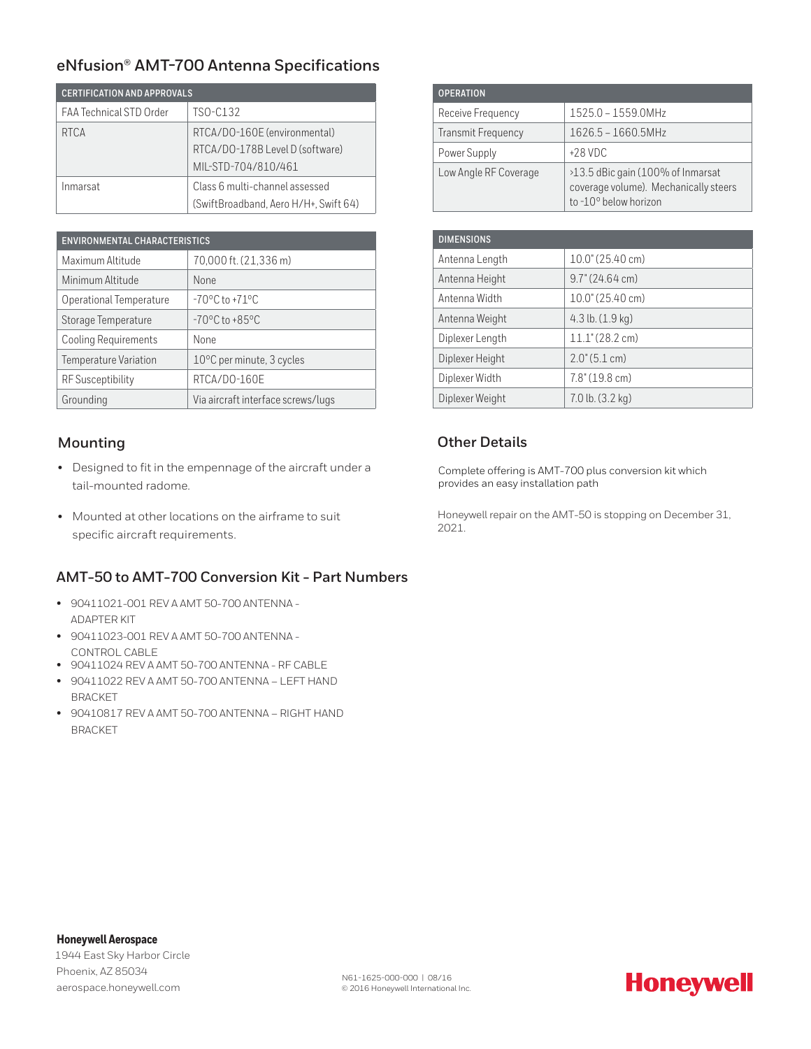## eNfusion® AMT-700 Antenna Specifications

| CERTIFICATION AND APPROVALS | |
|---|---|
| FAA Technical STD Order | TSO-C132 |
| RTCA | RTCA/DO-160E (environmental)<br>RTCA/DO-178B Level D (software)<br>MIL-STD-704/810/461 |
| Inmarsat | Class 6 multi-channel assessed (SwiftBroadband, Aero H/H+, Swift 64) |

| ENVIRONMENTAL CHARACTERISTICS | |
|---|---|
| Maximum Altitude | 70,000 ft. (21,336 m) |
| Minimum Altitude | None |
| Operational Temperature | -70°C to +71°C |
| Storage Temperature | -70°C to +85°C |
| Cooling Requirements | None |
| Temperature Variation | 10°C per minute, 3 cycles |
| RF Susceptibility | RTCA/DO-160E |
| Grounding | Via aircraft interface screws/lugs |

| OPERATION | |
|---|---|
| Receive Frequency | 1525.0 – 1559.0MHz |
| Transmit Frequency | 1626.5 – 1660.5MHz |
| Power Supply | +28 VDC |
| Low Angle RF Coverage | >13.5 dBic gain (100% of Inmarsat coverage volume). Mechanically steers to -10° below horizon |

| DIMENSIONS | |
|---|---|
| Antenna Length | 10.0" (25.40 cm) |
| Antenna Height | 9.7" (24.64 cm) |
| Antenna Width | 10.0" (25.40 cm) |
| Antenna Weight | 4.3 lb. (1.9 kg) |
| Diplexer Length | 11.1" (28.2 cm) |
| Diplexer Height | 2.0" (5.1 cm) |
| Diplexer Width | 7.8" (19.8 cm) |
| Diplexer Weight | 7.0 lb. (3.2 kg) |

### Mounting

- Designed to fit in the empennage of the aircraft under a tail-mounted radome.
- Mounted at other locations on the airframe to suit specific aircraft requirements.

### AMT-50 to AMT-700 Conversion Kit - Part Numbers

- 90411021-001 REV A AMT 50-700 ANTENNA - ADAPTER KIT
- 90411023-001 REV A AMT 50-700 ANTENNA - CONTROL CABLE
- 90411024 REV A AMT 50-700 ANTENNA - RF CABLE
- 90411022 REV A AMT 50-700 ANTENNA – LEFT HAND BRACKET
- 90410817 REV A AMT 50-700 ANTENNA – RIGHT HAND BRACKET

### Other Details

Complete offering is AMT-700 plus conversion kit which provides an easy installation path

Honeywell repair on the AMT-50 is stopping on December 31, 2021.

**Honeywell Aerospace**
1944 East Sky Harbor Circle
Phoenix, AZ 85034
aerospace.honeywell.com

N61-1625-000-000 | 08/16
© 2016 Honeywell International Inc.

Honeywell